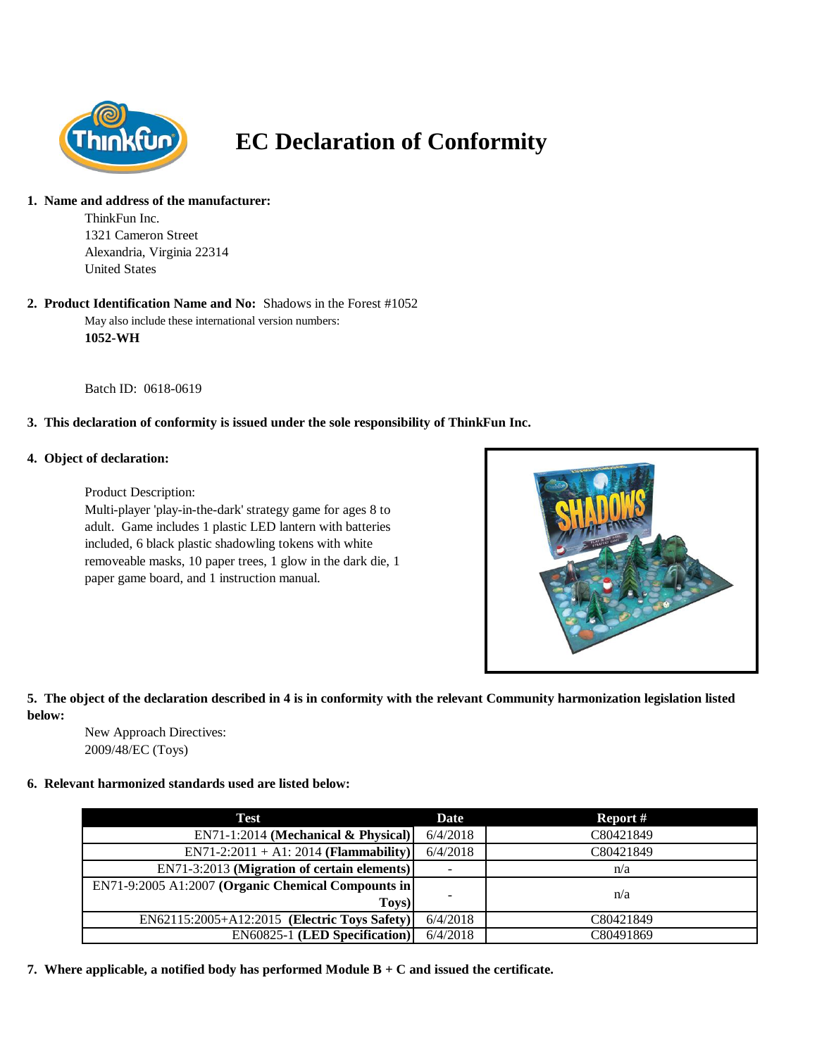# EC Declaration of Conformity

1. **Name and address of the manufacturer:**

   ThinkFun Inc.
   1321 Cameron Street
   Alexandria, Virginia 22314
   United States

2. **Product Identification Name and No:** Shadows in the Forest #1052

   May also include these international version numbers:
   **1052-WH**

   Batch ID: 0618-0619

3. **This declaration of conformity is issued under the sole responsibility of ThinkFun Inc.**

4. **Object of declaration:**

   Product Description:
   Multi-player 'play-in-the-dark' strategy game for ages 8 to adult. Game includes 1 plastic LED lantern with batteries included, 6 black plastic shadowling tokens with white removeable masks, 10 paper trees, 1 glow in the dark die, 1 paper game board, and 1 instruction manual.

5. **The object of the declaration described in 4 is in conformity with the relevant Community harmonization legislation listed below:**

   New Approach Directives:
   2009/48/EC (Toys)

6. **Relevant harmonized standards used are listed below:**

| Test | Date | Report # |
|---|---|---|
| EN71-1:2014 **(Mechanical & Physical)** | 6/4/2018 | C80421849 |
| EN71-2:2011 + A1: 2014 **(Flammability)** | 6/4/2018 | C80421849 |
| EN71-3:2013 **(Migration of certain elements)** | - | n/a |
| EN71-9:2005 A1:2007 **(Organic Chemical Compounds in Toys)** | - | n/a |
| EN62115:2005+A12:2015 **(Electric Toys Safety)** | 6/4/2018 | C80421849 |
| EN60825-1 **(LED Specification)** | 6/4/2018 | C80491869 |

7. **Where applicable, a notified body has performed Module B + C and issued the certificate.**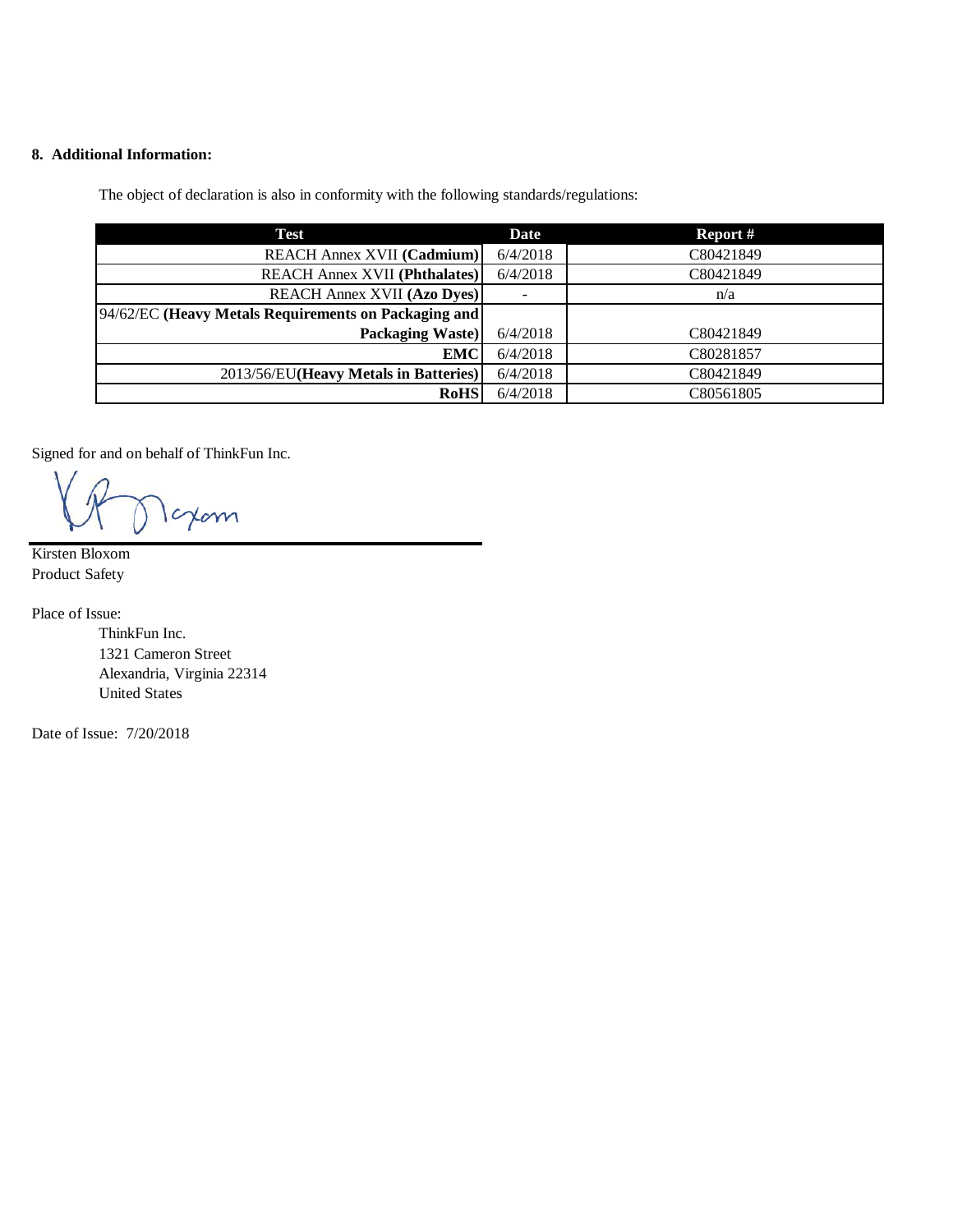**8. Additional Information:**

The object of declaration is also in conformity with the following standards/regulations:

| Test | Date | Report # |
|---|---|---|
| REACH Annex XVII **(Cadmium)** | 6/4/2018 | C80421849 |
| REACH Annex XVII **(Phthalates)** | 6/4/2018 | C80421849 |
| REACH Annex XVII **(Azo Dyes)** | - | n/a |
| 94/62/EC **(Heavy Metals Requirements on Packaging and Packaging Waste)** | 6/4/2018 | C80421849 |
| **EMC** | 6/4/2018 | C80281857 |
| 2013/56/EU**(Heavy Metals in Batteries)** | 6/4/2018 | C80421849 |
| **RoHS** | 6/4/2018 | C80561805 |

Signed for and on behalf of ThinkFun Inc.

Kirsten Bloxom
Product Safety

Place of Issue:

ThinkFun Inc.
1321 Cameron Street
Alexandria, Virginia 22314
United States

Date of Issue: 7/20/2018